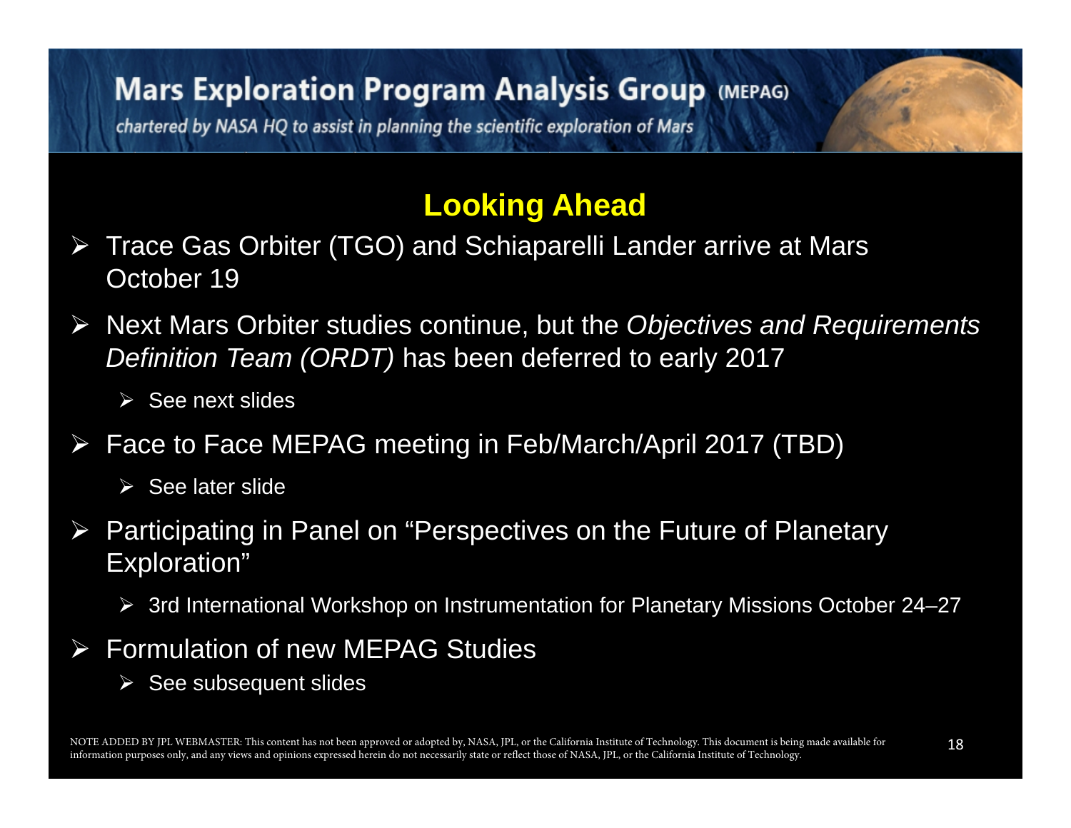# Mars Exploration Program Analysis Group (MEPAG)

*chartered by NASA HQ to assist in planning the scientific exploration of Mars*

## Looking Ahead

- Trace Gas Orbiter (TGO) and Schiaparelli Lander arrive at Mars October 19
- Next Mars Orbiter studies continue, but the *Objectives and Requirements Definition Team (ORDT)* has been deferred to early 2017
  - See next slides
- Face to Face MEPAG meeting in Feb/March/April 2017 (TBD)
  - See later slide
- Participating in Panel on "Perspectives on the Future of Planetary Exploration"
  - 3rd International Workshop on Instrumentation for Planetary Missions October 24–27
- Formulation of new MEPAG Studies
  - See subsequent slides

NOTE ADDED BY JPL WEBMASTER: This content has not been approved or adopted by, NASA, JPL, or the California Institute of Technology. This document is being made available for information purposes only, and any views and opinions expressed herein do not necessarily state or reflect those of NASA, JPL, or the California Institute of Technology.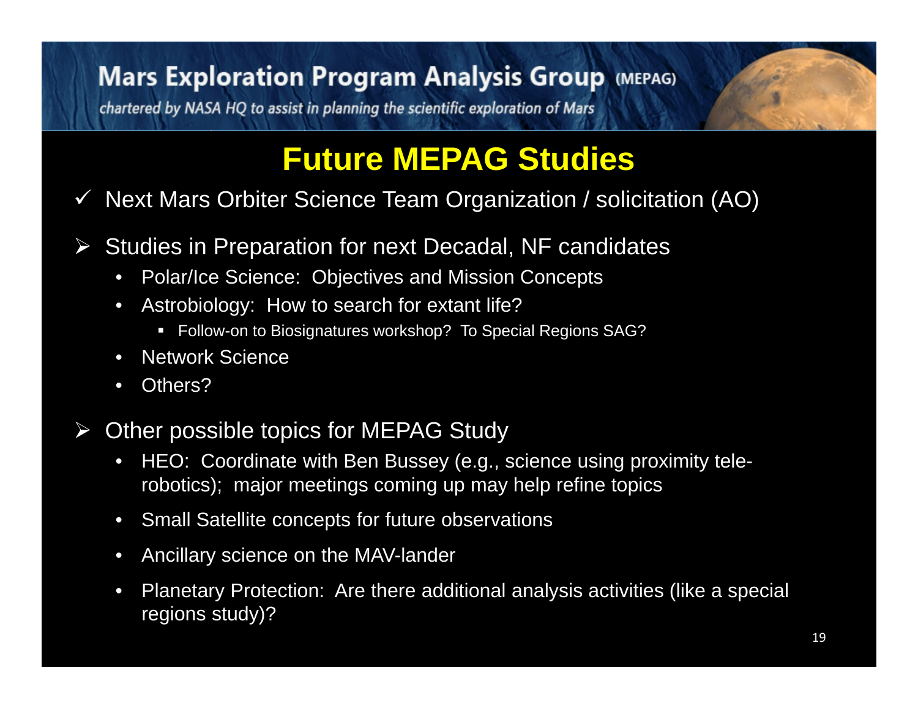Mars Exploration Program Analysis Group (MEPAG)

*chartered by NASA HQ to assist in planning the scientific exploration of Mars*

# Future MEPAG Studies

- ✓ Next Mars Orbiter Science Team Organization / solicitation (AO)

- ➢ Studies in Preparation for next Decadal, NF candidates
  - Polar/Ice Science: Objectives and Mission Concepts
  - Astrobiology: How to search for extant life?
    - Follow-on to Biosignatures workshop? To Special Regions SAG?
  - Network Science
  - Others?

- ➢ Other possible topics for MEPAG Study
  - HEO: Coordinate with Ben Bussey (e.g., science using proximity tele-robotics); major meetings coming up may help refine topics
  - Small Satellite concepts for future observations
  - Ancillary science on the MAV-lander
  - Planetary Protection: Are there additional analysis activities (like a special regions study)?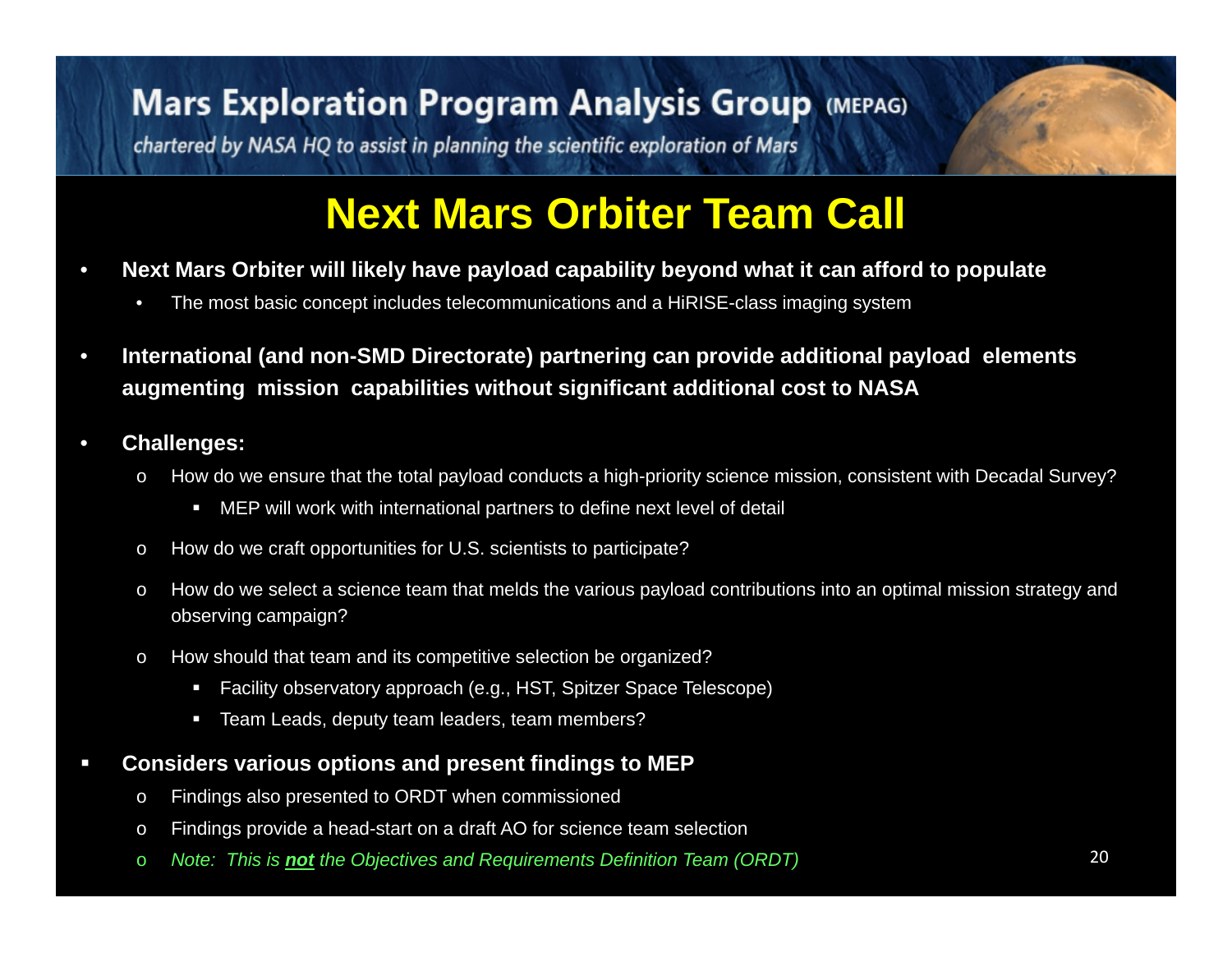# Next Mars Orbiter Team Call

- **Next Mars Orbiter will likely have payload capability beyond what it can afford to populate**
  - The most basic concept includes telecommunications and a HiRISE-class imaging system
- **International (and non-SMD Directorate) partnering can provide additional payload elements augmenting mission capabilities without significant additional cost to NASA**
- **Challenges:**
  - How do we ensure that the total payload conducts a high-priority science mission, consistent with Decadal Survey?
    - MEP will work with international partners to define next level of detail
  - How do we craft opportunities for U.S. scientists to participate?
  - How do we select a science team that melds the various payload contributions into an optimal mission strategy and observing campaign?
  - How should that team and its competitive selection be organized?
    - Facility observatory approach (e.g., HST, Spitzer Space Telescope)
    - Team Leads, deputy team leaders, team members?
- **Considers various options and present findings to MEP**
  - Findings also presented to ORDT when commissioned
  - Findings provide a head-start on a draft AO for science team selection
  - *Note: This is **not** the Objectives and Requirements Definition Team (ORDT)*